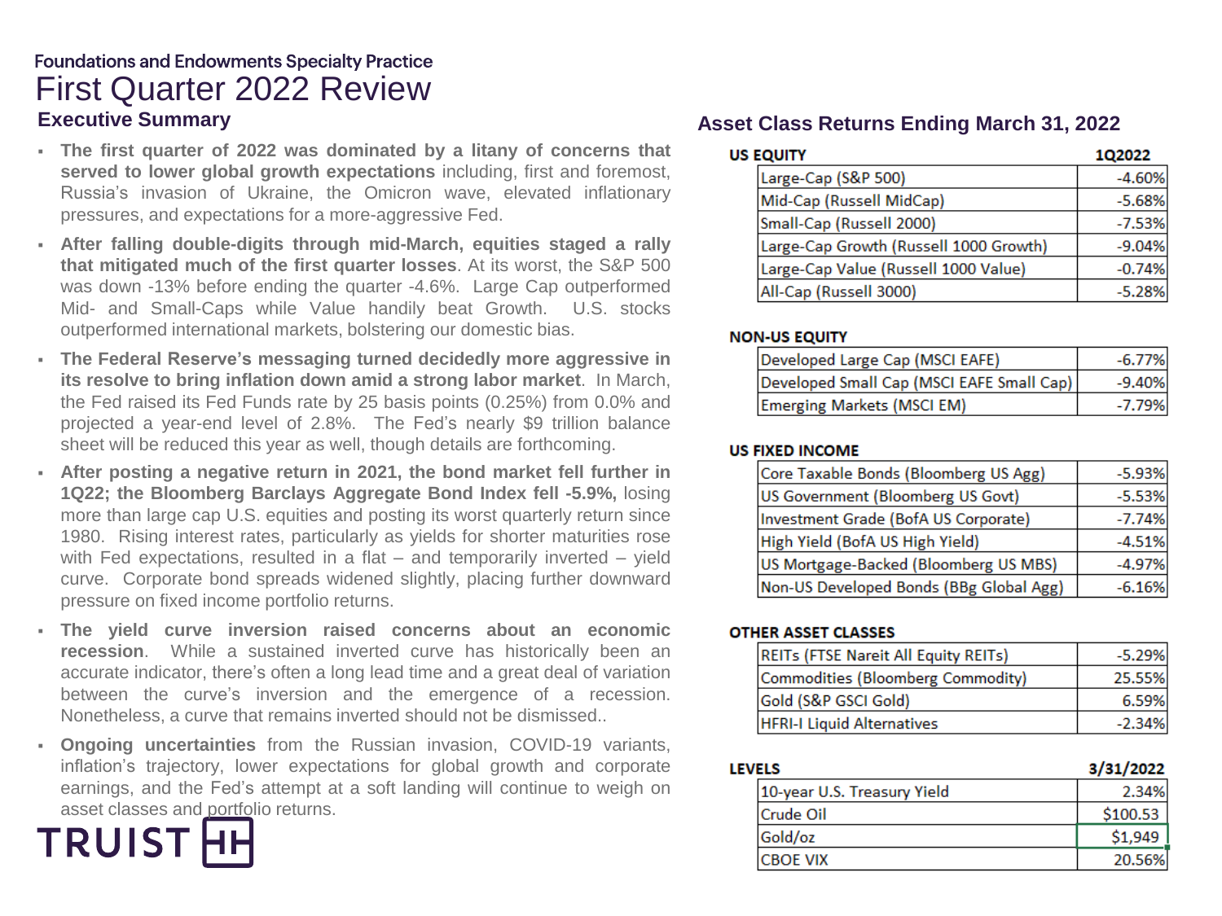Foundations and Endowments Specialty Practice

# First Quarter 2022 Review

## Executive Summary

- **The first quarter of 2022 was dominated by a litany of concerns that served to lower global growth expectations** including, first and foremost, Russia's invasion of Ukraine, the Omicron wave, elevated inflationary pressures, and expectations for a more-aggressive Fed.
- **After falling double-digits through mid-March, equities staged a rally that mitigated much of the first quarter losses**. At its worst, the S&P 500 was down -13% before ending the quarter -4.6%. Large Cap outperformed Mid- and Small-Caps while Value handily beat Growth. U.S. stocks outperformed international markets, bolstering our domestic bias.
- **The Federal Reserve's messaging turned decidedly more aggressive in its resolve to bring inflation down amid a strong labor market**. In March, the Fed raised its Fed Funds rate by 25 basis points (0.25%) from 0.0% and projected a year-end level of 2.8%. The Fed's nearly $9 trillion balance sheet will be reduced this year as well, though details are forthcoming.
- **After posting a negative return in 2021, the bond market fell further in 1Q22; the Bloomberg Barclays Aggregate Bond Index fell -5.9%,** losing more than large cap U.S. equities and posting its worst quarterly return since 1980. Rising interest rates, particularly as yields for shorter maturities rose with Fed expectations, resulted in a flat – and temporarily inverted – yield curve. Corporate bond spreads widened slightly, placing further downward pressure on fixed income portfolio returns.
- **The yield curve inversion raised concerns about an economic recession**. While a sustained inverted curve has historically been an accurate indicator, there's often a long lead time and a great deal of variation between the curve's inversion and the emergence of a recession. Nonetheless, a curve that remains inverted should not be dismissed..
- **Ongoing uncertainties** from the Russian invasion, COVID-19 variants, inflation's trajectory, lower expectations for global growth and corporate earnings, and the Fed's attempt at a soft landing will continue to weigh on asset classes and portfolio returns.

TRUIST

## Asset Class Returns Ending March 31, 2022

| US EQUITY | 1Q2022 |
|---|---|
| Large-Cap (S&P 500) | -4.60% |
| Mid-Cap (Russell MidCap) | -5.68% |
| Small-Cap (Russell 2000) | -7.53% |
| Large-Cap Growth (Russell 1000 Growth) | -9.04% |
| Large-Cap Value (Russell 1000 Value) | -0.74% |
| All-Cap (Russell 3000) | -5.28% |

| NON-US EQUITY | |
|---|---|
| Developed Large Cap (MSCI EAFE) | -6.77% |
| Developed Small Cap (MSCI EAFE Small Cap) | -9.40% |
| Emerging Markets (MSCI EM) | -7.79% |

| US FIXED INCOME | |
|---|---|
| Core Taxable Bonds (Bloomberg US Agg) | -5.93% |
| US Government (Bloomberg US Govt) | -5.53% |
| Investment Grade (BofA US Corporate) | -7.74% |
| High Yield (BofA US High Yield) | -4.51% |
| US Mortgage-Backed (Bloomberg US MBS) | -4.97% |
| Non-US Developed Bonds (BBg Global Agg) | -6.16% |

| OTHER ASSET CLASSES | |
|---|---|
| REITs (FTSE Nareit All Equity REITs) | -5.29% |
| Commodities (Bloomberg Commodity) | 25.55% |
| Gold (S&P GSCI Gold) | 6.59% |
| HFRI-I Liquid Alternatives | -2.34% |

| LEVELS | 3/31/2022 |
|---|---|
| 10-year U.S. Treasury Yield | 2.34% |
| Crude Oil | $100.53 |
| Gold/oz | $1,949 |
| CBOE VIX | 20.56% |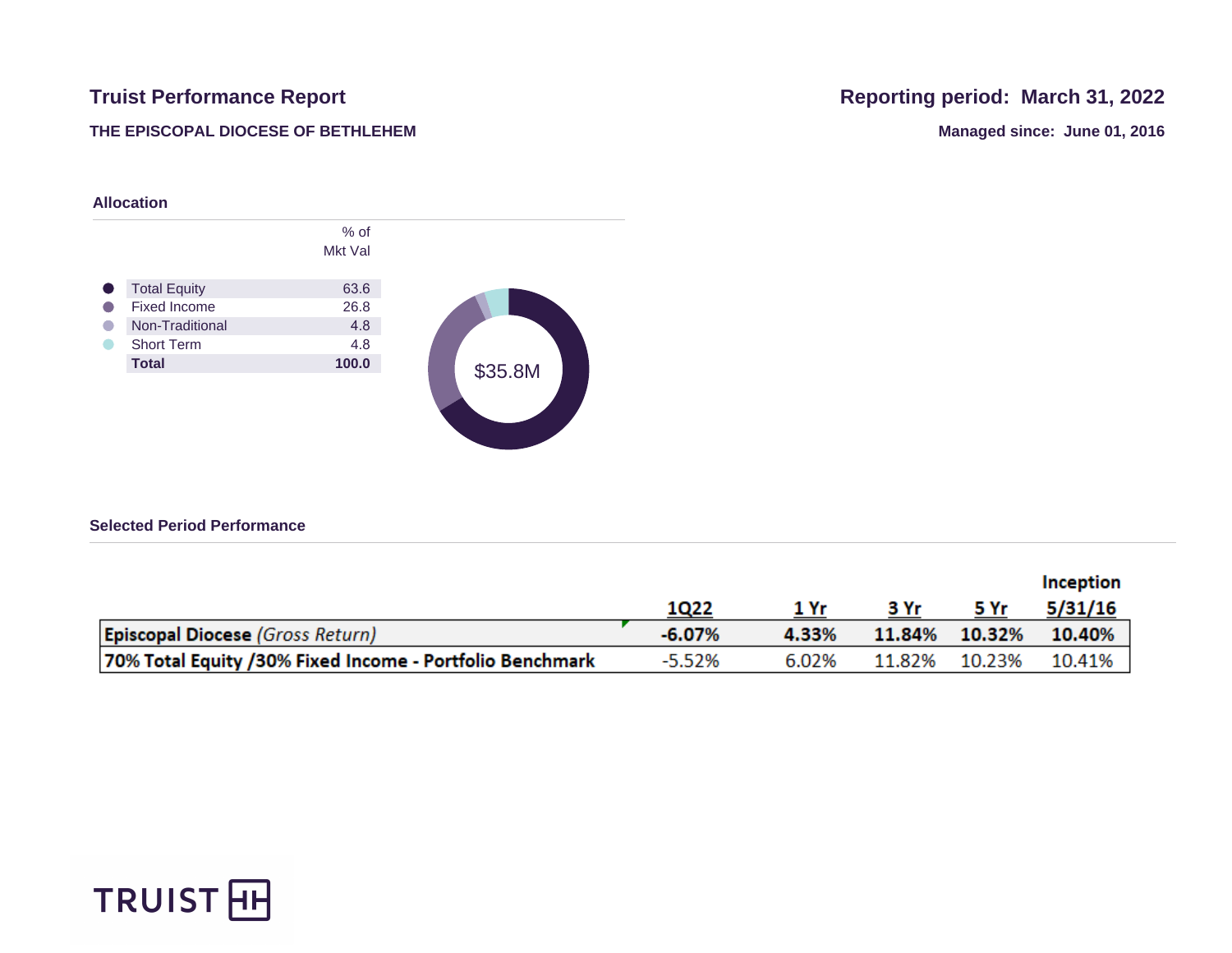# Truist Performance Report

**Reporting period: March 31, 2022**

**THE EPISCOPAL DIOCESE OF BETHLEHEM**

**Managed since: June 01, 2016**

## Allocation

| | % of Mkt Val |
|---|---|
| Total Equity | 63.6 |
| Fixed Income | 26.8 |
| Non-Traditional | 4.8 |
| Short Term | 4.8 |
| **Total** | **100.0** |

$35.8M

## Selected Period Performance

| | 1Q22 | 1 Yr | 3 Yr | 5 Yr | Inception 5/31/16 |
|---|---|---|---|---|---|
| **Episcopal Diocese** *(Gross Return)* | **-6.07%** | **4.33%** | **11.84%** | **10.32%** | **10.40%** |
| **70% Total Equity /30% Fixed Income - Portfolio Benchmark** | -5.52% | 6.02% | 11.82% | 10.23% | 10.41% |

TRUIST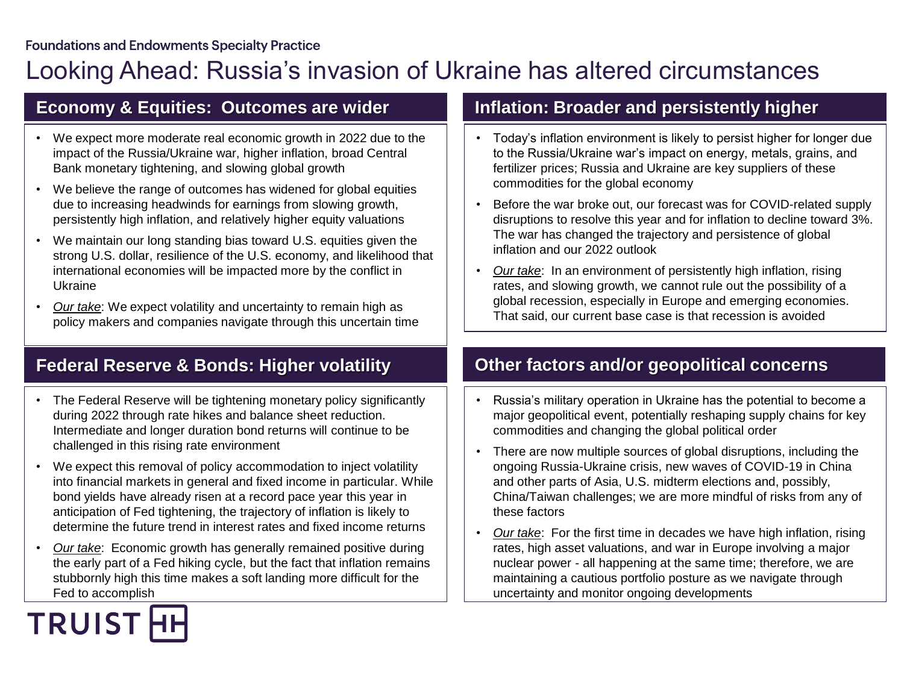Foundations and Endowments Specialty Practice

# Looking Ahead: Russia's invasion of Ukraine has altered circumstances

## Economy & Equities: Outcomes are wider

- We expect more moderate real economic growth in 2022 due to the impact of the Russia/Ukraine war, higher inflation, broad Central Bank monetary tightening, and slowing global growth
- We believe the range of outcomes has widened for global equities due to increasing headwinds for earnings from slowing growth, persistently high inflation, and relatively higher equity valuations
- We maintain our long standing bias toward U.S. equities given the strong U.S. dollar, resilience of the U.S. economy, and likelihood that international economies will be impacted more by the conflict in Ukraine
- *Our take*: We expect volatility and uncertainty to remain high as policy makers and companies navigate through this uncertain time

## Inflation: Broader and persistently higher

- Today's inflation environment is likely to persist higher for longer due to the Russia/Ukraine war's impact on energy, metals, grains, and fertilizer prices; Russia and Ukraine are key suppliers of these commodities for the global economy
- Before the war broke out, our forecast was for COVID-related supply disruptions to resolve this year and for inflation to decline toward 3%. The war has changed the trajectory and persistence of global inflation and our 2022 outlook
- *Our take*: In an environment of persistently high inflation, rising rates, and slowing growth, we cannot rule out the possibility of a global recession, especially in Europe and emerging economies. That said, our current base case is that recession is avoided

## Federal Reserve & Bonds: Higher volatility

- The Federal Reserve will be tightening monetary policy significantly during 2022 through rate hikes and balance sheet reduction. Intermediate and longer duration bond returns will continue to be challenged in this rising rate environment
- We expect this removal of policy accommodation to inject volatility into financial markets in general and fixed income in particular. While bond yields have already risen at a record pace year this year in anticipation of Fed tightening, the trajectory of inflation is likely to determine the future trend in interest rates and fixed income returns
- *Our take*: Economic growth has generally remained positive during the early part of a Fed hiking cycle, but the fact that inflation remains stubbornly high this time makes a soft landing more difficult for the Fed to accomplish

## Other factors and/or geopolitical concerns

- Russia's military operation in Ukraine has the potential to become a major geopolitical event, potentially reshaping supply chains for key commodities and changing the global political order
- There are now multiple sources of global disruptions, including the ongoing Russia-Ukraine crisis, new waves of COVID-19 in China and other parts of Asia, U.S. midterm elections and, possibly, China/Taiwan challenges; we are more mindful of risks from any of these factors
- *Our take*: For the first time in decades we have high inflation, rising rates, high asset valuations, and war in Europe involving a major nuclear power - all happening at the same time; therefore, we are maintaining a cautious portfolio posture as we navigate through uncertainty and monitor ongoing developments

TRUIST